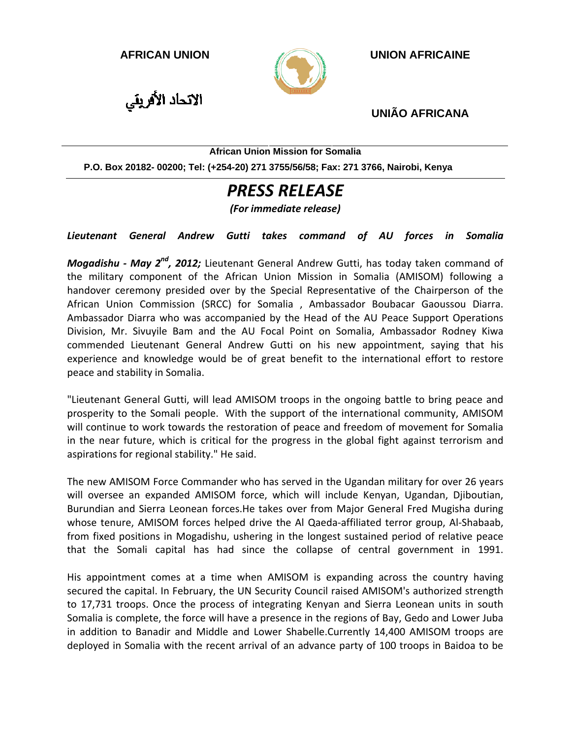**AFRICAN UNION** **UNION AFRICAINE**

الاتحاد الأفريقي **UNIÃO AFRICANA**

**African Union Mission for Somalia**

**P.O. Box 20182- 00200; Tel: (+254-20) 271 3755/56/58; Fax: 271 3766, Nairobi, Kenya**

# *PRESS RELEASE*

***(For immediate release)***

***Lieutenant General Andrew Gutti takes command of AU forces in Somalia***

***Mogadishu - May 2nd, 2012;*** Lieutenant General Andrew Gutti, has today taken command of the military component of the African Union Mission in Somalia (AMISOM) following a handover ceremony presided over by the Special Representative of the Chairperson of the African Union Commission (SRCC) for Somalia , Ambassador Boubacar Gaoussou Diarra. Ambassador Diarra who was accompanied by the Head of the AU Peace Support Operations Division, Mr. Sivuyile Bam and the AU Focal Point on Somalia, Ambassador Rodney Kiwa commended Lieutenant General Andrew Gutti on his new appointment, saying that his experience and knowledge would be of great benefit to the international effort to restore peace and stability in Somalia.

"Lieutenant General Gutti, will lead AMISOM troops in the ongoing battle to bring peace and prosperity to the Somali people. With the support of the international community, AMISOM will continue to work towards the restoration of peace and freedom of movement for Somalia in the near future, which is critical for the progress in the global fight against terrorism and aspirations for regional stability." He said.

The new AMISOM Force Commander who has served in the Ugandan military for over 26 years will oversee an expanded AMISOM force, which will include Kenyan, Ugandan, Djiboutian, Burundian and Sierra Leonean forces.He takes over from Major General Fred Mugisha during whose tenure, AMISOM forces helped drive the Al Qaeda-affiliated terror group, Al-Shabaab, from fixed positions in Mogadishu, ushering in the longest sustained period of relative peace that the Somali capital has had since the collapse of central government in 1991.

His appointment comes at a time when AMISOM is expanding across the country having secured the capital. In February, the UN Security Council raised AMISOM's authorized strength to 17,731 troops. Once the process of integrating Kenyan and Sierra Leonean units in south Somalia is complete, the force will have a presence in the regions of Bay, Gedo and Lower Juba in addition to Banadir and Middle and Lower Shabelle.Currently 14,400 AMISOM troops are deployed in Somalia with the recent arrival of an advance party of 100 troops in Baidoa to be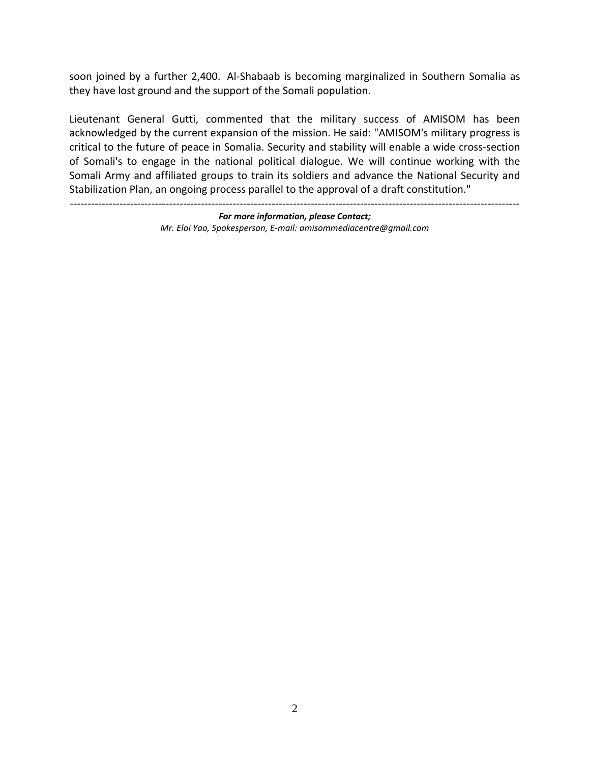soon joined by a further 2,400. Al-Shabaab is becoming marginalized in Southern Somalia as they have lost ground and the support of the Somali population.

Lieutenant General Gutti, commented that the military success of AMISOM has been acknowledged by the current expansion of the mission. He said: "AMISOM's military progress is critical to the future of peace in Somalia. Security and stability will enable a wide cross-section of Somali's to engage in the national political dialogue. We will continue working with the Somali Army and affiliated groups to train its soldiers and advance the National Security and Stabilization Plan, an ongoing process parallel to the approval of a draft constitution."

---

***For more information, please Contact;***

*Mr. Eloi Yao, Spokesperson, E-mail: amisommediacentre@gmail.com*